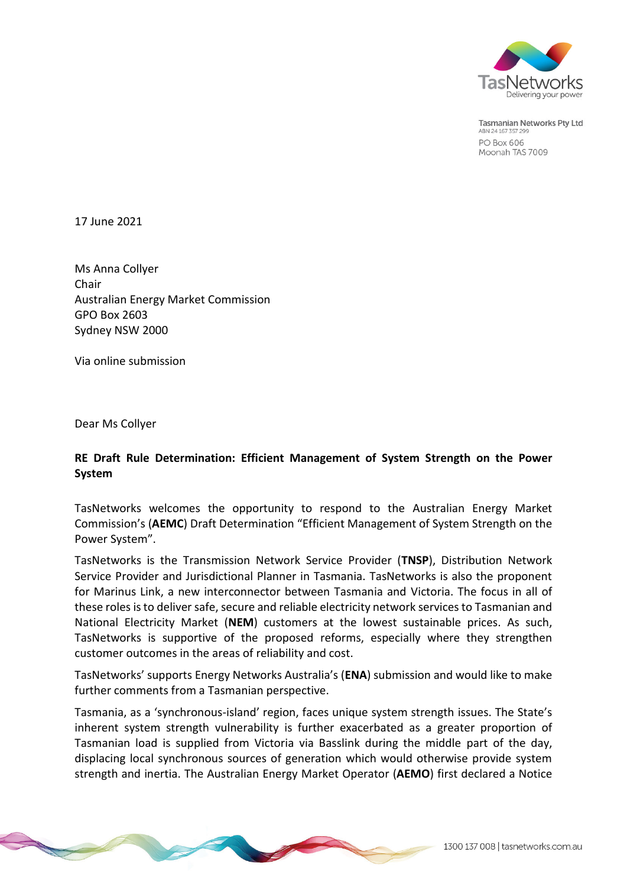Tasmanian Networks Pty Ltd
ABN 24 167 357 299
PO Box 606
Moonah TAS 7009

17 June 2021

Ms Anna Collyer
Chair
Australian Energy Market Commission
GPO Box 2603
Sydney NSW 2000

Via online submission

Dear Ms Collyer

**RE Draft Rule Determination: Efficient Management of System Strength on the Power System**

TasNetworks welcomes the opportunity to respond to the Australian Energy Market Commission's (**AEMC**) Draft Determination "Efficient Management of System Strength on the Power System".

TasNetworks is the Transmission Network Service Provider (**TNSP**), Distribution Network Service Provider and Jurisdictional Planner in Tasmania. TasNetworks is also the proponent for Marinus Link, a new interconnector between Tasmania and Victoria. The focus in all of these roles is to deliver safe, secure and reliable electricity network services to Tasmanian and National Electricity Market (**NEM**) customers at the lowest sustainable prices. As such, TasNetworks is supportive of the proposed reforms, especially where they strengthen customer outcomes in the areas of reliability and cost.

TasNetworks' supports Energy Networks Australia's (**ENA**) submission and would like to make further comments from a Tasmanian perspective.

Tasmania, as a 'synchronous-island' region, faces unique system strength issues. The State's inherent system strength vulnerability is further exacerbated as a greater proportion of Tasmanian load is supplied from Victoria via Basslink during the middle part of the day, displacing local synchronous sources of generation which would otherwise provide system strength and inertia. The Australian Energy Market Operator (**AEMO**) first declared a Notice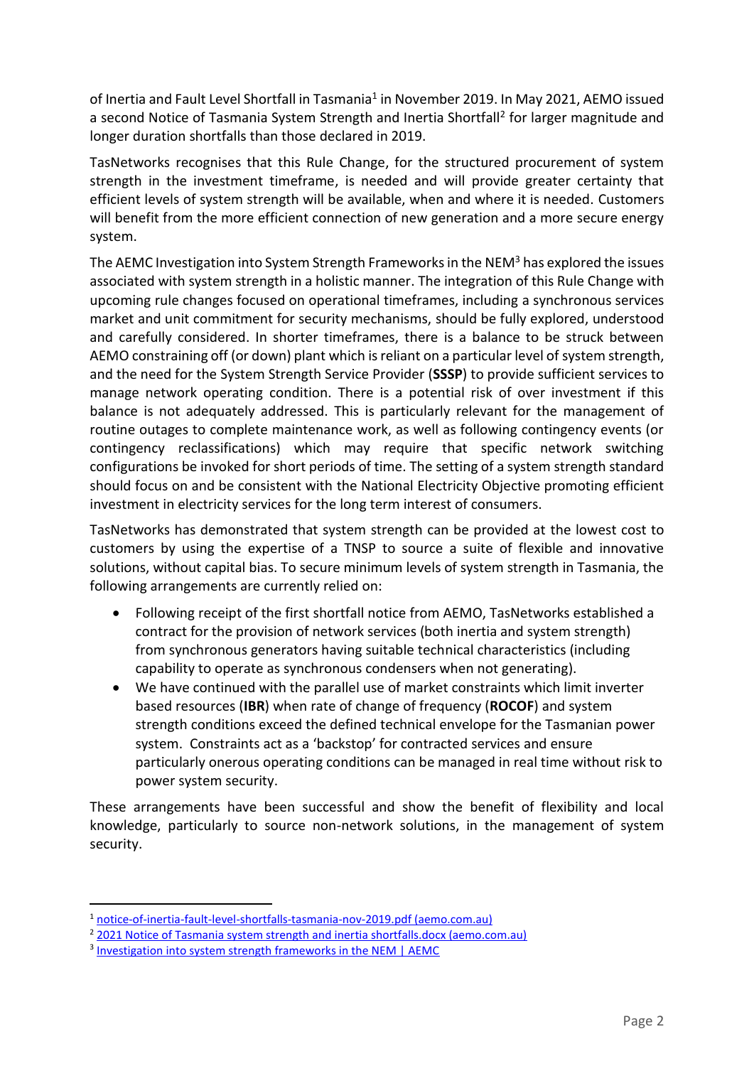of Inertia and Fault Level Shortfall in Tasmania[1] in November 2019. In May 2021, AEMO issued a second Notice of Tasmania System Strength and Inertia Shortfall[2] for larger magnitude and longer duration shortfalls than those declared in 2019.

TasNetworks recognises that this Rule Change, for the structured procurement of system strength in the investment timeframe, is needed and will provide greater certainty that efficient levels of system strength will be available, when and where it is needed. Customers will benefit from the more efficient connection of new generation and a more secure energy system.

The AEMC Investigation into System Strength Frameworks in the NEM[3] has explored the issues associated with system strength in a holistic manner. The integration of this Rule Change with upcoming rule changes focused on operational timeframes, including a synchronous services market and unit commitment for security mechanisms, should be fully explored, understood and carefully considered. In shorter timeframes, there is a balance to be struck between AEMO constraining off (or down) plant which is reliant on a particular level of system strength, and the need for the System Strength Service Provider (**SSSP**) to provide sufficient services to manage network operating condition. There is a potential risk of over investment if this balance is not adequately addressed. This is particularly relevant for the management of routine outages to complete maintenance work, as well as following contingency events (or contingency reclassifications) which may require that specific network switching configurations be invoked for short periods of time. The setting of a system strength standard should focus on and be consistent with the National Electricity Objective promoting efficient investment in electricity services for the long term interest of consumers.

TasNetworks has demonstrated that system strength can be provided at the lowest cost to customers by using the expertise of a TNSP to source a suite of flexible and innovative solutions, without capital bias. To secure minimum levels of system strength in Tasmania, the following arrangements are currently relied on:

- Following receipt of the first shortfall notice from AEMO, TasNetworks established a contract for the provision of network services (both inertia and system strength) from synchronous generators having suitable technical characteristics (including capability to operate as synchronous condensers when not generating).
- We have continued with the parallel use of market constraints which limit inverter based resources (**IBR**) when rate of change of frequency (**ROCOF**) and system strength conditions exceed the defined technical envelope for the Tasmanian power system. Constraints act as a 'backstop' for contracted services and ensure particularly onerous operating conditions can be managed in real time without risk to power system security.

These arrangements have been successful and show the benefit of flexibility and local knowledge, particularly to source non-network solutions, in the management of system security.

---

[1] notice-of-inertia-fault-level-shortfalls-tasmania-nov-2019.pdf (aemo.com.au)

[2] 2021 Notice of Tasmania system strength and inertia shortfalls.docx (aemo.com.au)

[3] Investigation into system strength frameworks in the NEM | AEMC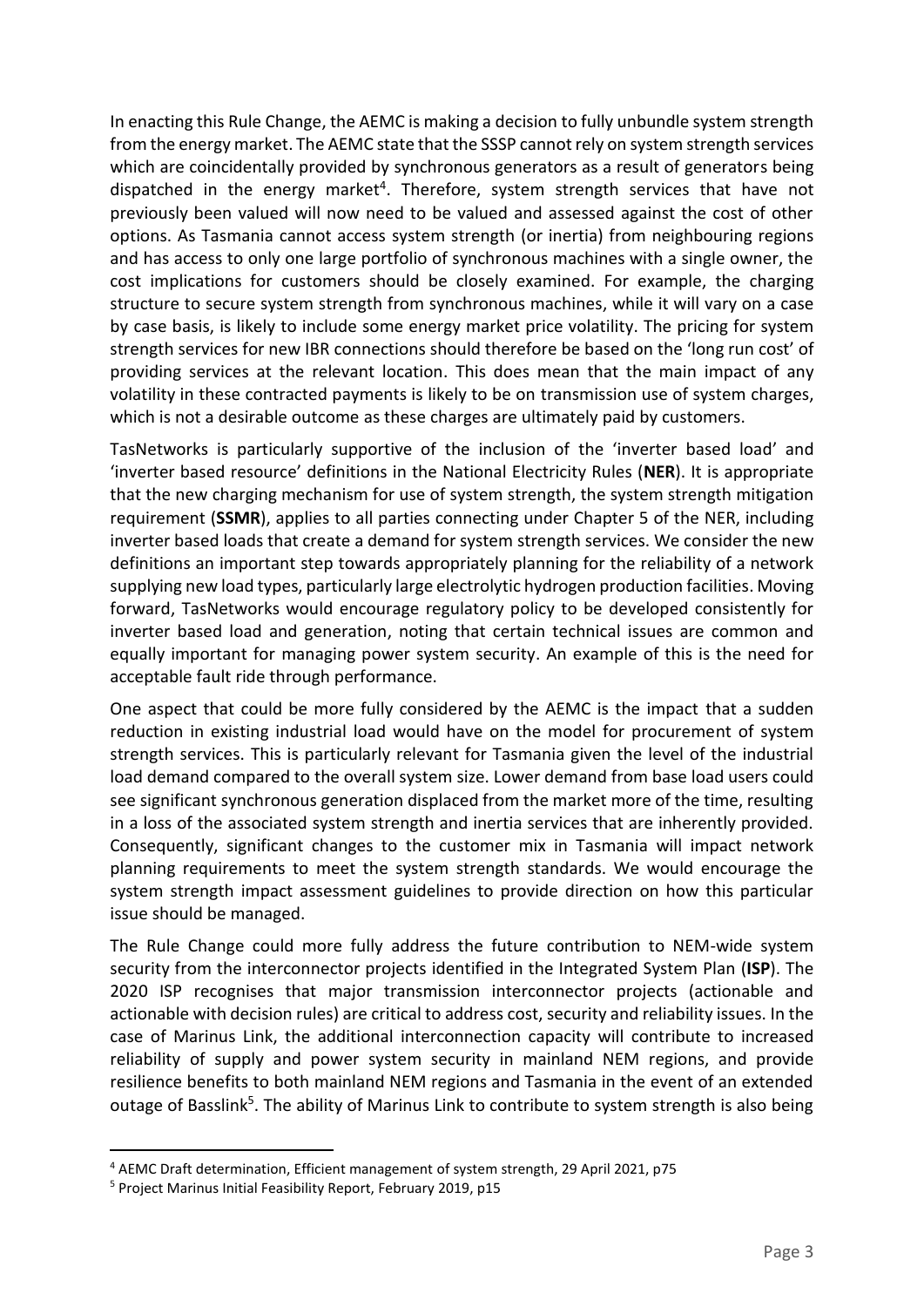In enacting this Rule Change, the AEMC is making a decision to fully unbundle system strength from the energy market. The AEMC state that the SSSP cannot rely on system strength services which are coincidentally provided by synchronous generators as a result of generators being dispatched in the energy market[4]. Therefore, system strength services that have not previously been valued will now need to be valued and assessed against the cost of other options. As Tasmania cannot access system strength (or inertia) from neighbouring regions and has access to only one large portfolio of synchronous machines with a single owner, the cost implications for customers should be closely examined. For example, the charging structure to secure system strength from synchronous machines, while it will vary on a case by case basis, is likely to include some energy market price volatility. The pricing for system strength services for new IBR connections should therefore be based on the 'long run cost' of providing services at the relevant location. This does mean that the main impact of any volatility in these contracted payments is likely to be on transmission use of system charges, which is not a desirable outcome as these charges are ultimately paid by customers.

TasNetworks is particularly supportive of the inclusion of the 'inverter based load' and 'inverter based resource' definitions in the National Electricity Rules (**NER**). It is appropriate that the new charging mechanism for use of system strength, the system strength mitigation requirement (**SSMR**), applies to all parties connecting under Chapter 5 of the NER, including inverter based loads that create a demand for system strength services. We consider the new definitions an important step towards appropriately planning for the reliability of a network supplying new load types, particularly large electrolytic hydrogen production facilities. Moving forward, TasNetworks would encourage regulatory policy to be developed consistently for inverter based load and generation, noting that certain technical issues are common and equally important for managing power system security. An example of this is the need for acceptable fault ride through performance.

One aspect that could be more fully considered by the AEMC is the impact that a sudden reduction in existing industrial load would have on the model for procurement of system strength services. This is particularly relevant for Tasmania given the level of the industrial load demand compared to the overall system size. Lower demand from base load users could see significant synchronous generation displaced from the market more of the time, resulting in a loss of the associated system strength and inertia services that are inherently provided. Consequently, significant changes to the customer mix in Tasmania will impact network planning requirements to meet the system strength standards. We would encourage the system strength impact assessment guidelines to provide direction on how this particular issue should be managed.

The Rule Change could more fully address the future contribution to NEM-wide system security from the interconnector projects identified in the Integrated System Plan (**ISP**). The 2020 ISP recognises that major transmission interconnector projects (actionable and actionable with decision rules) are critical to address cost, security and reliability issues. In the case of Marinus Link, the additional interconnection capacity will contribute to increased reliability of supply and power system security in mainland NEM regions, and provide resilience benefits to both mainland NEM regions and Tasmania in the event of an extended outage of Basslink[5]. The ability of Marinus Link to contribute to system strength is also being

[4] AEMC Draft determination, Efficient management of system strength, 29 April 2021, p75

[5] Project Marinus Initial Feasibility Report, February 2019, p15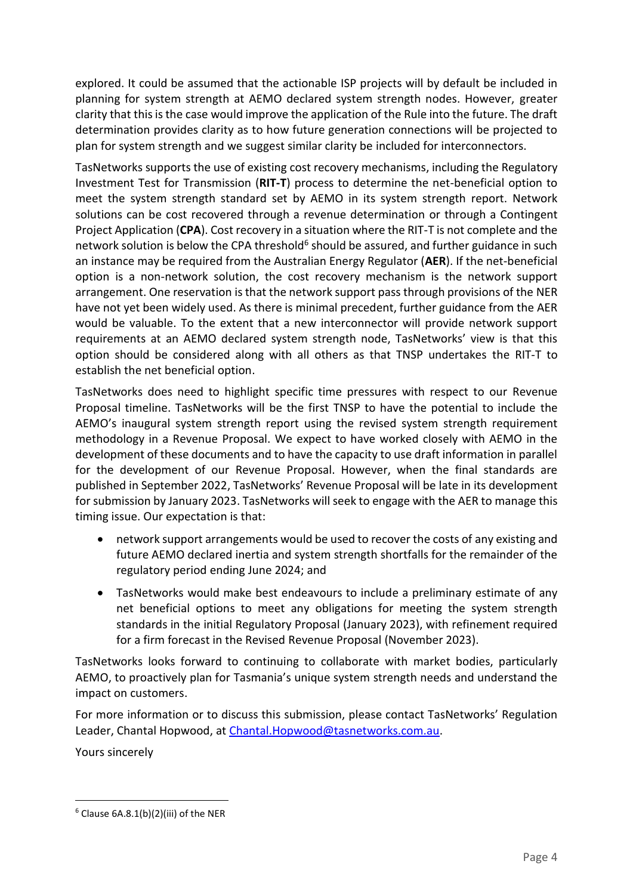explored. It could be assumed that the actionable ISP projects will by default be included in planning for system strength at AEMO declared system strength nodes. However, greater clarity that this is the case would improve the application of the Rule into the future. The draft determination provides clarity as to how future generation connections will be projected to plan for system strength and we suggest similar clarity be included for interconnectors.

TasNetworks supports the use of existing cost recovery mechanisms, including the Regulatory Investment Test for Transmission (**RIT-T**) process to determine the net-beneficial option to meet the system strength standard set by AEMO in its system strength report. Network solutions can be cost recovered through a revenue determination or through a Contingent Project Application (**CPA**). Cost recovery in a situation where the RIT-T is not complete and the network solution is below the CPA threshold[6] should be assured, and further guidance in such an instance may be required from the Australian Energy Regulator (**AER**). If the net-beneficial option is a non-network solution, the cost recovery mechanism is the network support arrangement. One reservation is that the network support pass through provisions of the NER have not yet been widely used. As there is minimal precedent, further guidance from the AER would be valuable. To the extent that a new interconnector will provide network support requirements at an AEMO declared system strength node, TasNetworks' view is that this option should be considered along with all others as that TNSP undertakes the RIT-T to establish the net beneficial option.

TasNetworks does need to highlight specific time pressures with respect to our Revenue Proposal timeline. TasNetworks will be the first TNSP to have the potential to include the AEMO's inaugural system strength report using the revised system strength requirement methodology in a Revenue Proposal. We expect to have worked closely with AEMO in the development of these documents and to have the capacity to use draft information in parallel for the development of our Revenue Proposal. However, when the final standards are published in September 2022, TasNetworks' Revenue Proposal will be late in its development for submission by January 2023. TasNetworks will seek to engage with the AER to manage this timing issue. Our expectation is that:

- network support arrangements would be used to recover the costs of any existing and future AEMO declared inertia and system strength shortfalls for the remainder of the regulatory period ending June 2024; and
- TasNetworks would make best endeavours to include a preliminary estimate of any net beneficial options to meet any obligations for meeting the system strength standards in the initial Regulatory Proposal (January 2023), with refinement required for a firm forecast in the Revised Revenue Proposal (November 2023).

TasNetworks looks forward to continuing to collaborate with market bodies, particularly AEMO, to proactively plan for Tasmania's unique system strength needs and understand the impact on customers.

For more information or to discuss this submission, please contact TasNetworks' Regulation Leader, Chantal Hopwood, at Chantal.Hopwood@tasnetworks.com.au.

Yours sincerely

---

[6] Clause 6A.8.1(b)(2)(iii) of the NER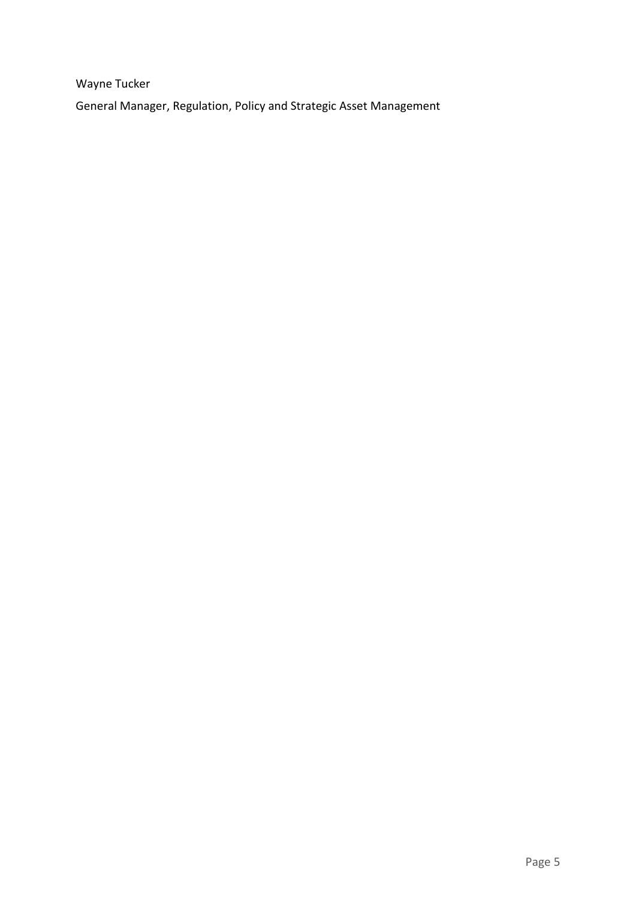Wayne Tucker

General Manager, Regulation, Policy and Strategic Asset Management